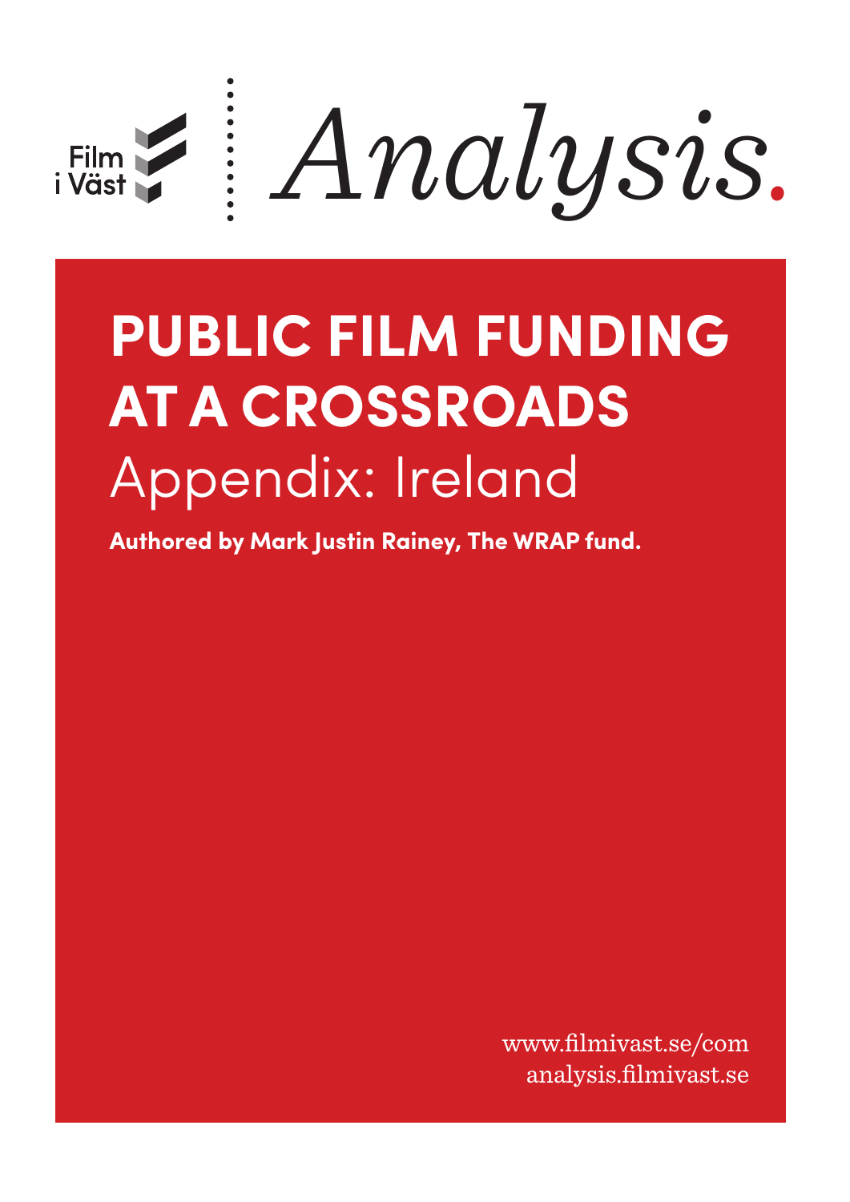Film i Väst

*Analysis.*

# PUBLIC FILM FUNDING AT A CROSSROADS

## Appendix: Ireland

**Authored by Mark Justin Rainey, The WRAP fund.**

www.filmivast.se/com
analysis.filmivast.se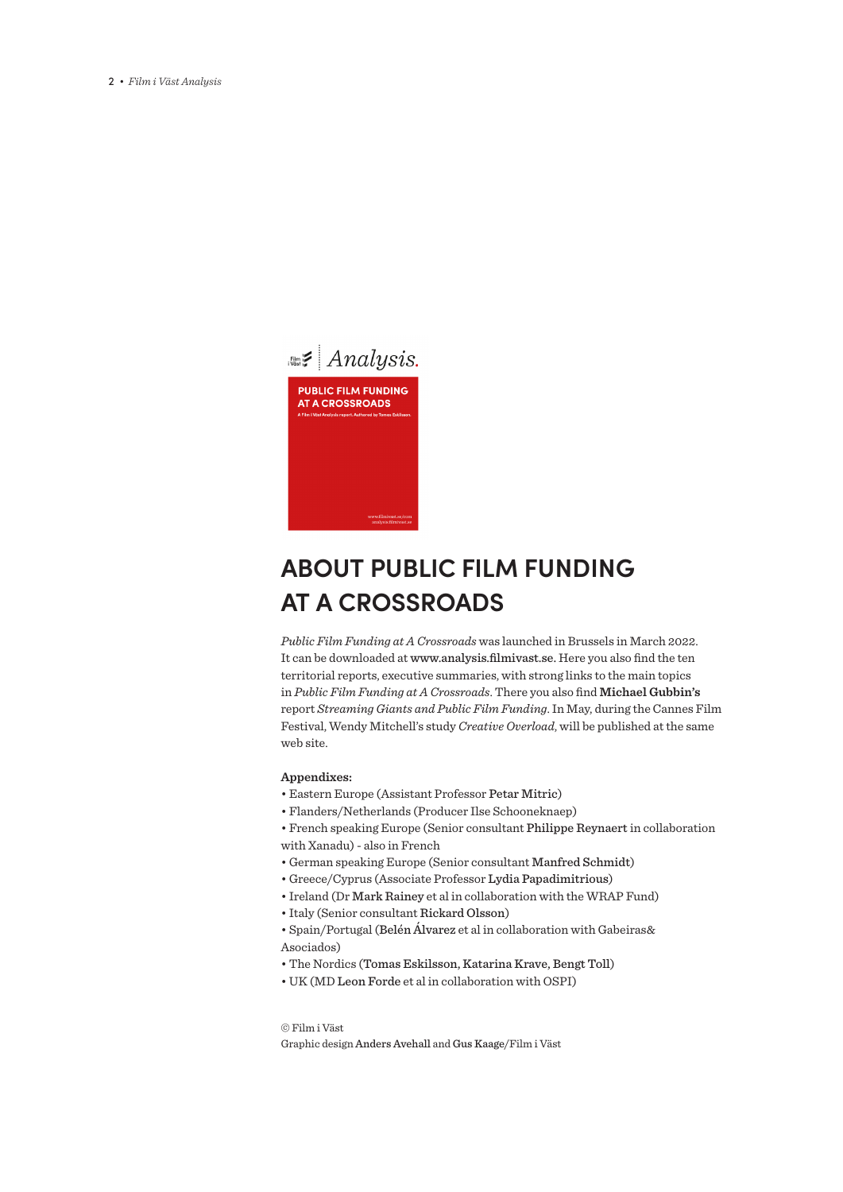## ABOUT PUBLIC FILM FUNDING AT A CROSSROADS

*Public Film Funding at A Crossroads* was launched in Brussels in March 2022. It can be downloaded at **www.analysis.filmivast.se.** Here you also find the ten territorial reports, executive summaries, with strong links to the main topics in *Public Film Funding at A Crossroads*. There you also find **Michael Gubbin's** report *Streaming Giants and Public Film Funding*. In May, during the Cannes Film Festival, Wendy Mitchell's study *Creative Overload*, will be published at the same web site.

**Appendixes:**

- Eastern Europe (Assistant Professor **Petar Mitric**)
- Flanders/Netherlands (Producer Ilse Schooneknaep)
- French speaking Europe (Senior consultant **Philippe Reynaert** in collaboration with Xanadu) - also in French
- German speaking Europe (Senior consultant **Manfred Schmidt**)
- Greece/Cyprus (Associate Professor **Lydia Papadimitrious**)
- Ireland (Dr **Mark Rainey** et al in collaboration with the WRAP Fund)
- Italy (Senior consultant **Rickard Olsson**)
- Spain/Portugal (**Belén Álvarez** et al in collaboration with Gabeiras& Asociados)
- The Nordics (**Tomas Eskilsson, Katarina Krave, Bengt Toll**)
- UK (MD **Leon Forde** et al in collaboration with OSPI)

© Film i Väst
Graphic design **Anders Avehall** and **Gus Kaage**/Film i Väst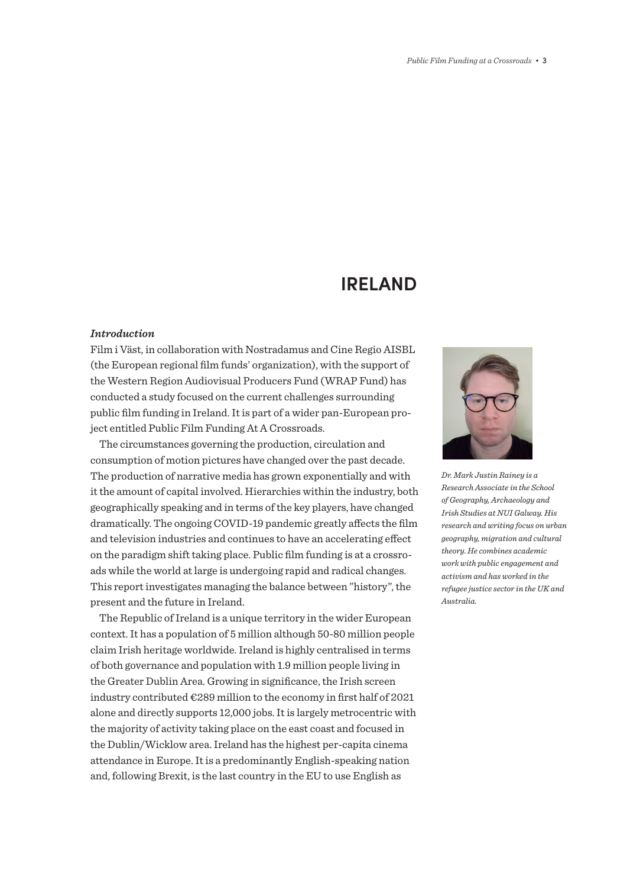# IRELAND

***Introduction***

Film i Väst, in collaboration with Nostradamus and Cine Regio AISBL (the European regional film funds' organization), with the support of the Western Region Audiovisual Producers Fund (WRAP Fund) has conducted a study focused on the current challenges surrounding public film funding in Ireland. It is part of a wider pan-European project entitled Public Film Funding At A Crossroads.

The circumstances governing the production, circulation and consumption of motion pictures have changed over the past decade. The production of narrative media has grown exponentially and with it the amount of capital involved. Hierarchies within the industry, both geographically speaking and in terms of the key players, have changed dramatically. The ongoing COVID-19 pandemic greatly affects the film and television industries and continues to have an accelerating effect on the paradigm shift taking place. Public film funding is at a crossroads while the world at large is undergoing rapid and radical changes. This report investigates managing the balance between "history", the present and the future in Ireland.

The Republic of Ireland is a unique territory in the wider European context. It has a population of 5 million although 50-80 million people claim Irish heritage worldwide. Ireland is highly centralised in terms of both governance and population with 1.9 million people living in the Greater Dublin Area. Growing in significance, the Irish screen industry contributed €289 million to the economy in first half of 2021 alone and directly supports 12,000 jobs. It is largely metrocentric with the majority of activity taking place on the east coast and focused in the Dublin/Wicklow area. Ireland has the highest per-capita cinema attendance in Europe. It is a predominantly English-speaking nation and, following Brexit, is the last country in the EU to use English as

*Dr. Mark Justin Rainey is a Research Associate in the School of Geography, Archaeology and Irish Studies at NUI Galway. His research and writing focus on urban geography, migration and cultural theory. He combines academic work with public engagement and activism and has worked in the refugee justice sector in the UK and Australia.*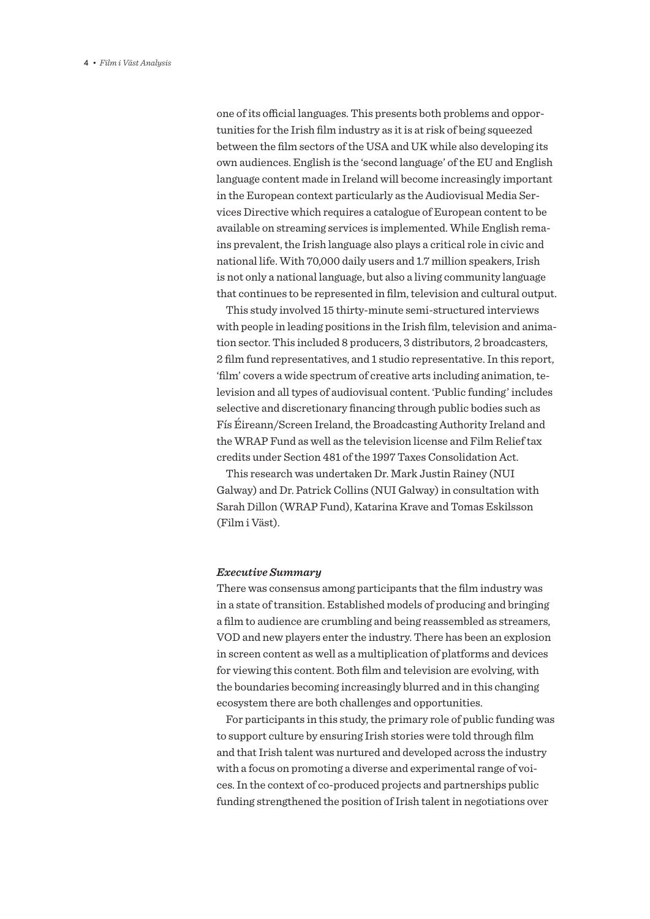one of its official languages. This presents both problems and opportunities for the Irish film industry as it is at risk of being squeezed between the film sectors of the USA and UK while also developing its own audiences. English is the 'second language' of the EU and English language content made in Ireland will become increasingly important in the European context particularly as the Audiovisual Media Services Directive which requires a catalogue of European content to be available on streaming services is implemented. While English remains prevalent, the Irish language also plays a critical role in civic and national life. With 70,000 daily users and 1.7 million speakers, Irish is not only a national language, but also a living community language that continues to be represented in film, television and cultural output.

This study involved 15 thirty-minute semi-structured interviews with people in leading positions in the Irish film, television and animation sector. This included 8 producers, 3 distributors, 2 broadcasters, 2 film fund representatives, and 1 studio representative. In this report, 'film' covers a wide spectrum of creative arts including animation, television and all types of audiovisual content. 'Public funding' includes selective and discretionary financing through public bodies such as Fís Éireann/Screen Ireland, the Broadcasting Authority Ireland and the WRAP Fund as well as the television license and Film Relief tax credits under Section 481 of the 1997 Taxes Consolidation Act.

This research was undertaken Dr. Mark Justin Rainey (NUI Galway) and Dr. Patrick Collins (NUI Galway) in consultation with Sarah Dillon (WRAP Fund), Katarina Krave and Tomas Eskilsson (Film i Väst).

### *Executive Summary*

There was consensus among participants that the film industry was in a state of transition. Established models of producing and bringing a film to audience are crumbling and being reassembled as streamers, VOD and new players enter the industry. There has been an explosion in screen content as well as a multiplication of platforms and devices for viewing this content. Both film and television are evolving, with the boundaries becoming increasingly blurred and in this changing ecosystem there are both challenges and opportunities.

For participants in this study, the primary role of public funding was to support culture by ensuring Irish stories were told through film and that Irish talent was nurtured and developed across the industry with a focus on promoting a diverse and experimental range of voices. In the context of co-produced projects and partnerships public funding strengthened the position of Irish talent in negotiations over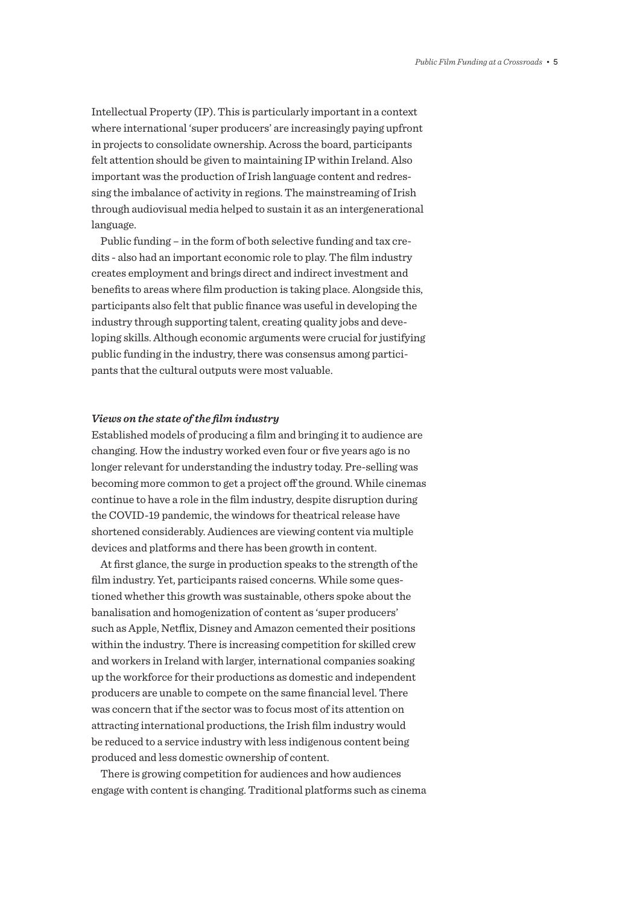Intellectual Property (IP). This is particularly important in a context where international 'super producers' are increasingly paying upfront in projects to consolidate ownership. Across the board, participants felt attention should be given to maintaining IP within Ireland. Also important was the production of Irish language content and redressing the imbalance of activity in regions. The mainstreaming of Irish through audiovisual media helped to sustain it as an intergenerational language.

Public funding – in the form of both selective funding and tax credits - also had an important economic role to play. The film industry creates employment and brings direct and indirect investment and benefits to areas where film production is taking place. Alongside this, participants also felt that public finance was useful in developing the industry through supporting talent, creating quality jobs and developing skills. Although economic arguments were crucial for justifying public funding in the industry, there was consensus among participants that the cultural outputs were most valuable.

***Views on the state of the film industry***

Established models of producing a film and bringing it to audience are changing. How the industry worked even four or five years ago is no longer relevant for understanding the industry today. Pre-selling was becoming more common to get a project off the ground. While cinemas continue to have a role in the film industry, despite disruption during the COVID-19 pandemic, the windows for theatrical release have shortened considerably. Audiences are viewing content via multiple devices and platforms and there has been growth in content.

At first glance, the surge in production speaks to the strength of the film industry. Yet, participants raised concerns. While some questioned whether this growth was sustainable, others spoke about the banalisation and homogenization of content as 'super producers' such as Apple, Netflix, Disney and Amazon cemented their positions within the industry. There is increasing competition for skilled crew and workers in Ireland with larger, international companies soaking up the workforce for their productions as domestic and independent producers are unable to compete on the same financial level. There was concern that if the sector was to focus most of its attention on attracting international productions, the Irish film industry would be reduced to a service industry with less indigenous content being produced and less domestic ownership of content.

There is growing competition for audiences and how audiences engage with content is changing. Traditional platforms such as cinema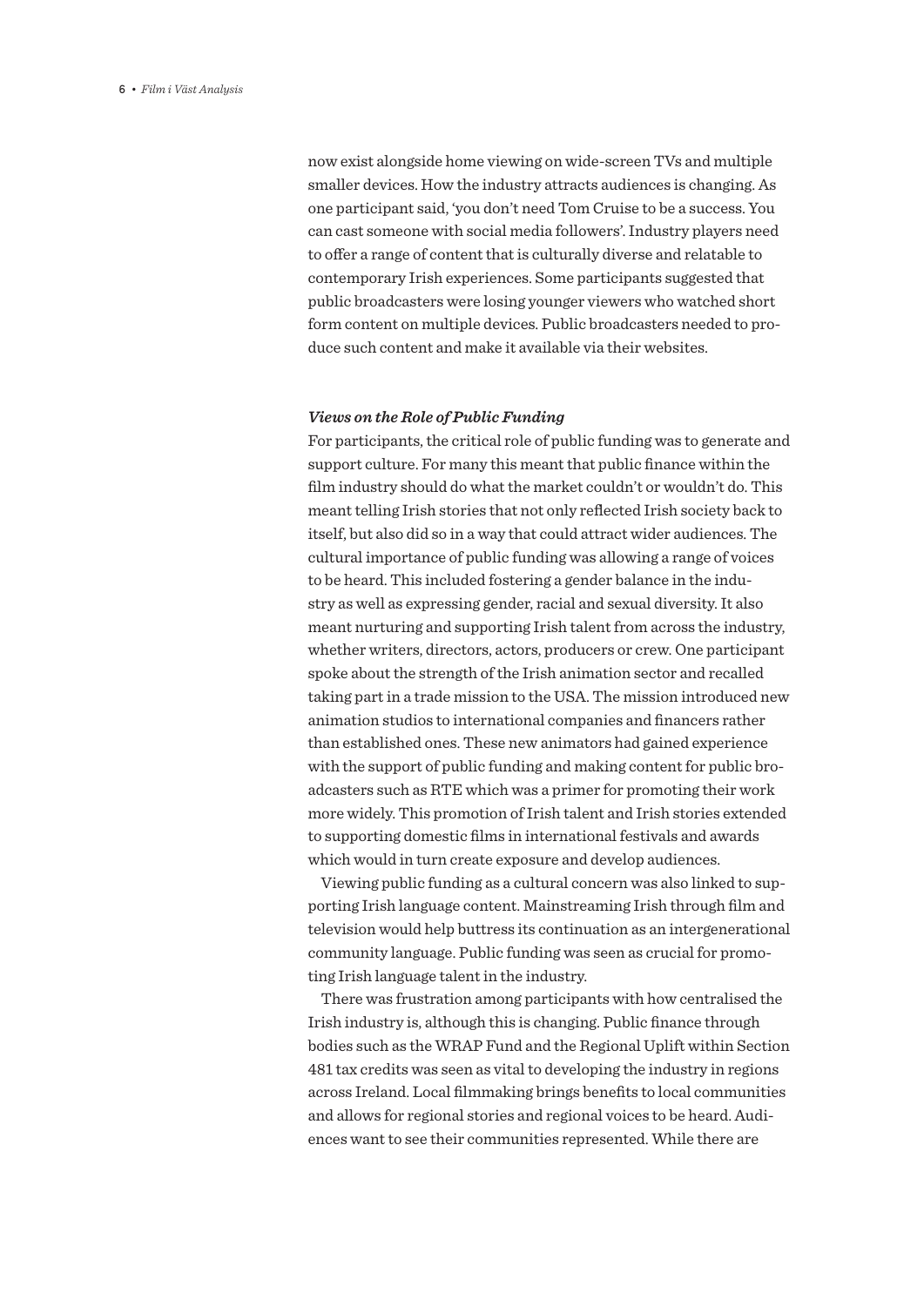now exist alongside home viewing on wide-screen TVs and multiple smaller devices. How the industry attracts audiences is changing. As one participant said, 'you don't need Tom Cruise to be a success. You can cast someone with social media followers'. Industry players need to offer a range of content that is culturally diverse and relatable to contemporary Irish experiences. Some participants suggested that public broadcasters were losing younger viewers who watched short form content on multiple devices. Public broadcasters needed to produce such content and make it available via their websites.

### *Views on the Role of Public Funding*

For participants, the critical role of public funding was to generate and support culture. For many this meant that public finance within the film industry should do what the market couldn't or wouldn't do. This meant telling Irish stories that not only reflected Irish society back to itself, but also did so in a way that could attract wider audiences. The cultural importance of public funding was allowing a range of voices to be heard. This included fostering a gender balance in the industry as well as expressing gender, racial and sexual diversity. It also meant nurturing and supporting Irish talent from across the industry, whether writers, directors, actors, producers or crew. One participant spoke about the strength of the Irish animation sector and recalled taking part in a trade mission to the USA. The mission introduced new animation studios to international companies and financers rather than established ones. These new animators had gained experience with the support of public funding and making content for public broadcasters such as RTE which was a primer for promoting their work more widely. This promotion of Irish talent and Irish stories extended to supporting domestic films in international festivals and awards which would in turn create exposure and develop audiences.

Viewing public funding as a cultural concern was also linked to supporting Irish language content. Mainstreaming Irish through film and television would help buttress its continuation as an intergenerational community language. Public funding was seen as crucial for promoting Irish language talent in the industry.

There was frustration among participants with how centralised the Irish industry is, although this is changing. Public finance through bodies such as the WRAP Fund and the Regional Uplift within Section 481 tax credits was seen as vital to developing the industry in regions across Ireland. Local filmmaking brings benefits to local communities and allows for regional stories and regional voices to be heard. Audiences want to see their communities represented. While there are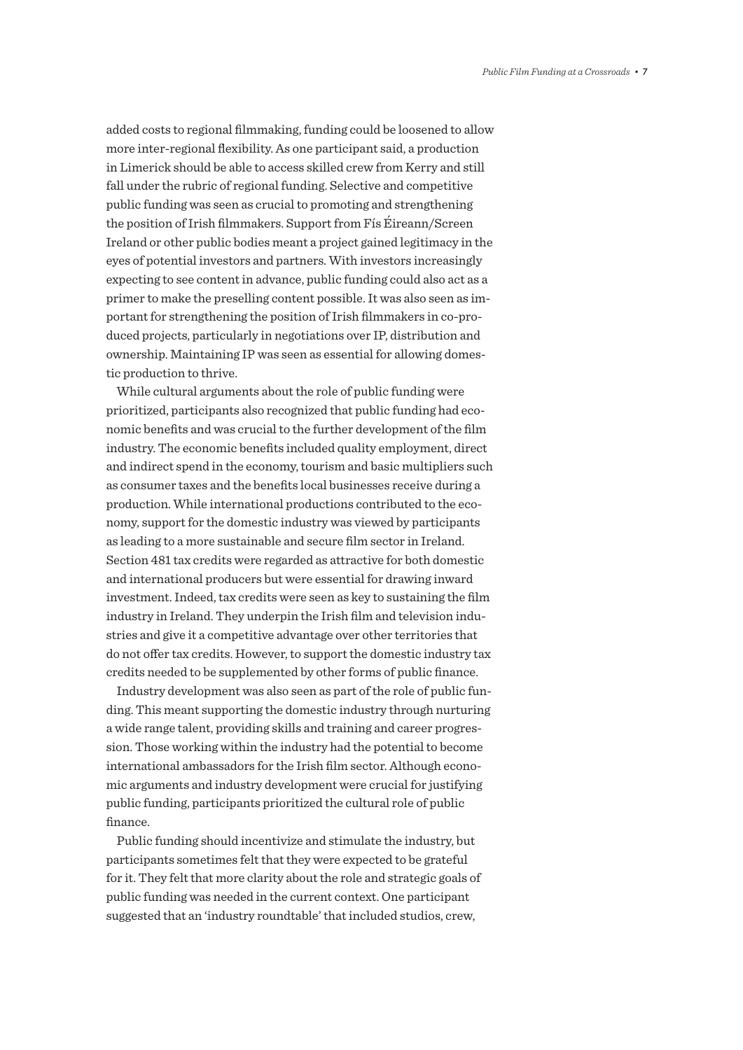added costs to regional filmmaking, funding could be loosened to allow more inter-regional flexibility. As one participant said, a production in Limerick should be able to access skilled crew from Kerry and still fall under the rubric of regional funding. Selective and competitive public funding was seen as crucial to promoting and strengthening the position of Irish filmmakers. Support from Fís Éireann/Screen Ireland or other public bodies meant a project gained legitimacy in the eyes of potential investors and partners. With investors increasingly expecting to see content in advance, public funding could also act as a primer to make the preselling content possible. It was also seen as important for strengthening the position of Irish filmmakers in co-produced projects, particularly in negotiations over IP, distribution and ownership. Maintaining IP was seen as essential for allowing domestic production to thrive.

While cultural arguments about the role of public funding were prioritized, participants also recognized that public funding had economic benefits and was crucial to the further development of the film industry. The economic benefits included quality employment, direct and indirect spend in the economy, tourism and basic multipliers such as consumer taxes and the benefits local businesses receive during a production. While international productions contributed to the economy, support for the domestic industry was viewed by participants as leading to a more sustainable and secure film sector in Ireland. Section 481 tax credits were regarded as attractive for both domestic and international producers but were essential for drawing inward investment. Indeed, tax credits were seen as key to sustaining the film industry in Ireland. They underpin the Irish film and television industries and give it a competitive advantage over other territories that do not offer tax credits. However, to support the domestic industry tax credits needed to be supplemented by other forms of public finance.

Industry development was also seen as part of the role of public funding. This meant supporting the domestic industry through nurturing a wide range talent, providing skills and training and career progression. Those working within the industry had the potential to become international ambassadors for the Irish film sector. Although economic arguments and industry development were crucial for justifying public funding, participants prioritized the cultural role of public finance.

Public funding should incentivize and stimulate the industry, but participants sometimes felt that they were expected to be grateful for it. They felt that more clarity about the role and strategic goals of public funding was needed in the current context. One participant suggested that an 'industry roundtable' that included studios, crew,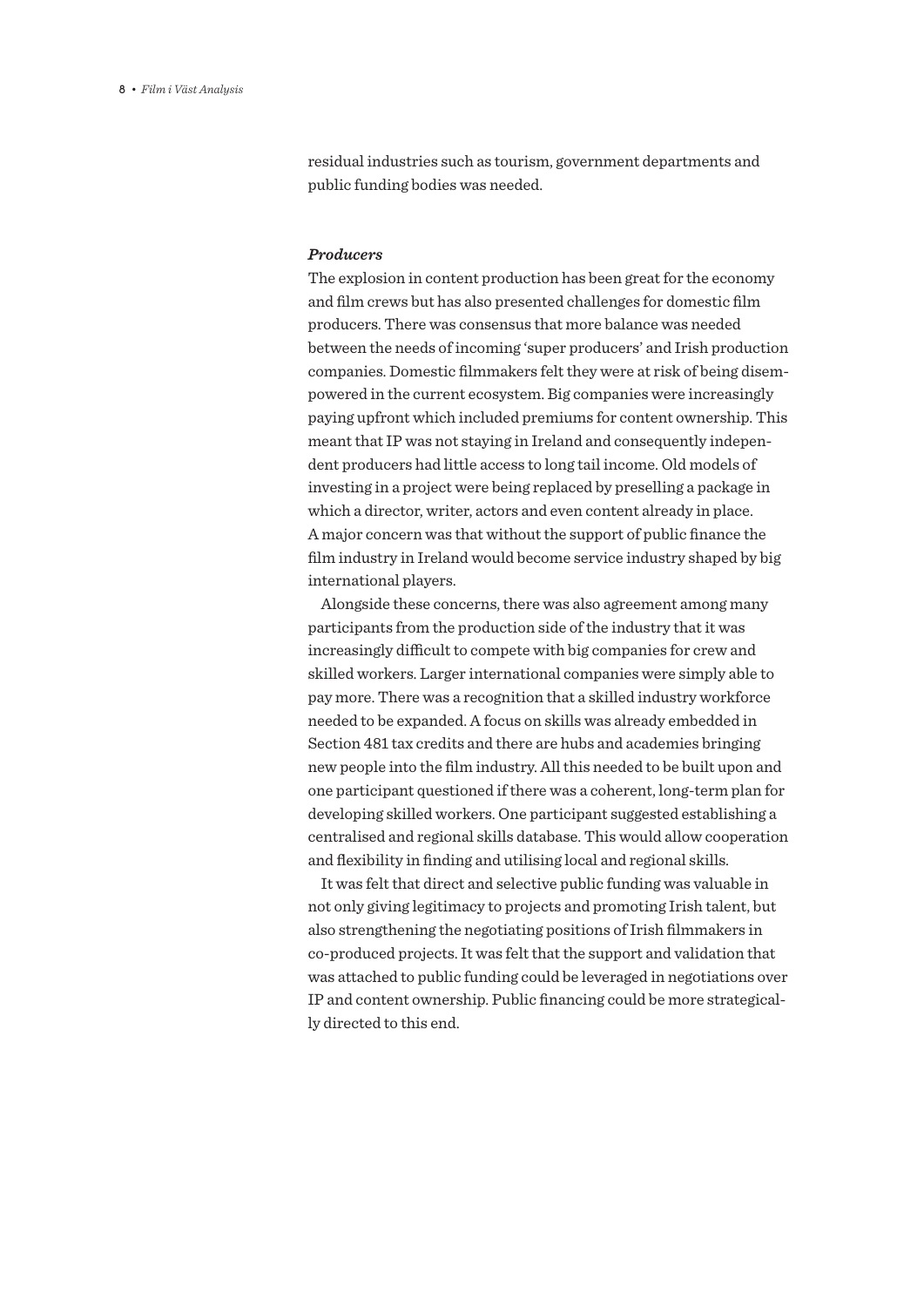residual industries such as tourism, government departments and public funding bodies was needed.

***Producers***

The explosion in content production has been great for the economy and film crews but has also presented challenges for domestic film producers. There was consensus that more balance was needed between the needs of incoming 'super producers' and Irish production companies. Domestic filmmakers felt they were at risk of being disempowered in the current ecosystem. Big companies were increasingly paying upfront which included premiums for content ownership. This meant that IP was not staying in Ireland and consequently independent producers had little access to long tail income. Old models of investing in a project were being replaced by preselling a package in which a director, writer, actors and even content already in place. A major concern was that without the support of public finance the film industry in Ireland would become service industry shaped by big international players.

Alongside these concerns, there was also agreement among many participants from the production side of the industry that it was increasingly difficult to compete with big companies for crew and skilled workers. Larger international companies were simply able to pay more. There was a recognition that a skilled industry workforce needed to be expanded. A focus on skills was already embedded in Section 481 tax credits and there are hubs and academies bringing new people into the film industry. All this needed to be built upon and one participant questioned if there was a coherent, long-term plan for developing skilled workers. One participant suggested establishing a centralised and regional skills database. This would allow cooperation and flexibility in finding and utilising local and regional skills.

It was felt that direct and selective public funding was valuable in not only giving legitimacy to projects and promoting Irish talent, but also strengthening the negotiating positions of Irish filmmakers in co-produced projects. It was felt that the support and validation that was attached to public funding could be leveraged in negotiations over IP and content ownership. Public financing could be more strategically directed to this end.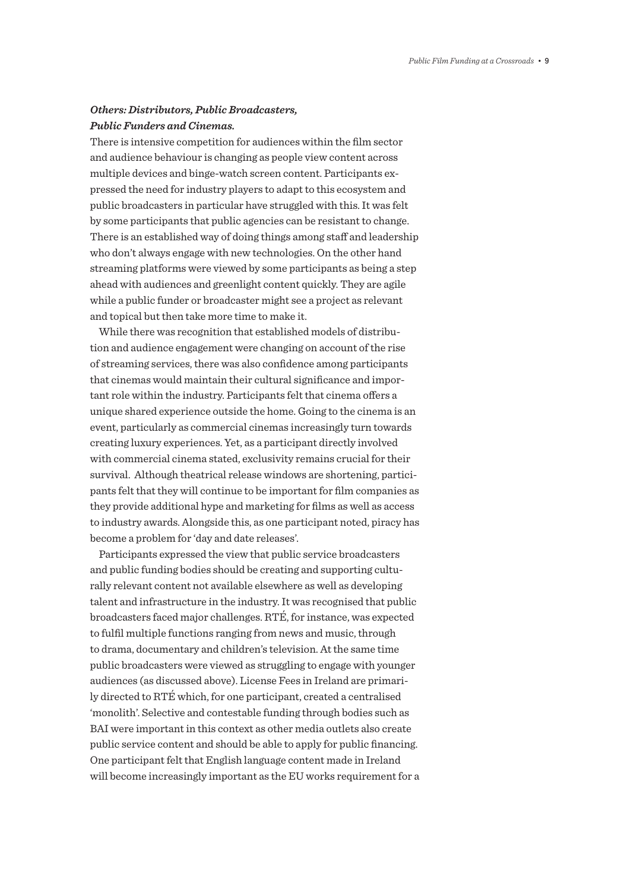### *Others: Distributors, Public Broadcasters, Public Funders and Cinemas.*

There is intensive competition for audiences within the film sector and audience behaviour is changing as people view content across multiple devices and binge-watch screen content. Participants expressed the need for industry players to adapt to this ecosystem and public broadcasters in particular have struggled with this. It was felt by some participants that public agencies can be resistant to change. There is an established way of doing things among staff and leadership who don't always engage with new technologies. On the other hand streaming platforms were viewed by some participants as being a step ahead with audiences and greenlight content quickly. They are agile while a public funder or broadcaster might see a project as relevant and topical but then take more time to make it.

While there was recognition that established models of distribution and audience engagement were changing on account of the rise of streaming services, there was also confidence among participants that cinemas would maintain their cultural significance and important role within the industry. Participants felt that cinema offers a unique shared experience outside the home. Going to the cinema is an event, particularly as commercial cinemas increasingly turn towards creating luxury experiences. Yet, as a participant directly involved with commercial cinema stated, exclusivity remains crucial for their survival. Although theatrical release windows are shortening, participants felt that they will continue to be important for film companies as they provide additional hype and marketing for films as well as access to industry awards. Alongside this, as one participant noted, piracy has become a problem for 'day and date releases'.

Participants expressed the view that public service broadcasters and public funding bodies should be creating and supporting culturally relevant content not available elsewhere as well as developing talent and infrastructure in the industry. It was recognised that public broadcasters faced major challenges. RTÉ, for instance, was expected to fulfil multiple functions ranging from news and music, through to drama, documentary and children's television. At the same time public broadcasters were viewed as struggling to engage with younger audiences (as discussed above). License Fees in Ireland are primarily directed to RTÉ which, for one participant, created a centralised 'monolith'. Selective and contestable funding through bodies such as BAI were important in this context as other media outlets also create public service content and should be able to apply for public financing. One participant felt that English language content made in Ireland will become increasingly important as the EU works requirement for a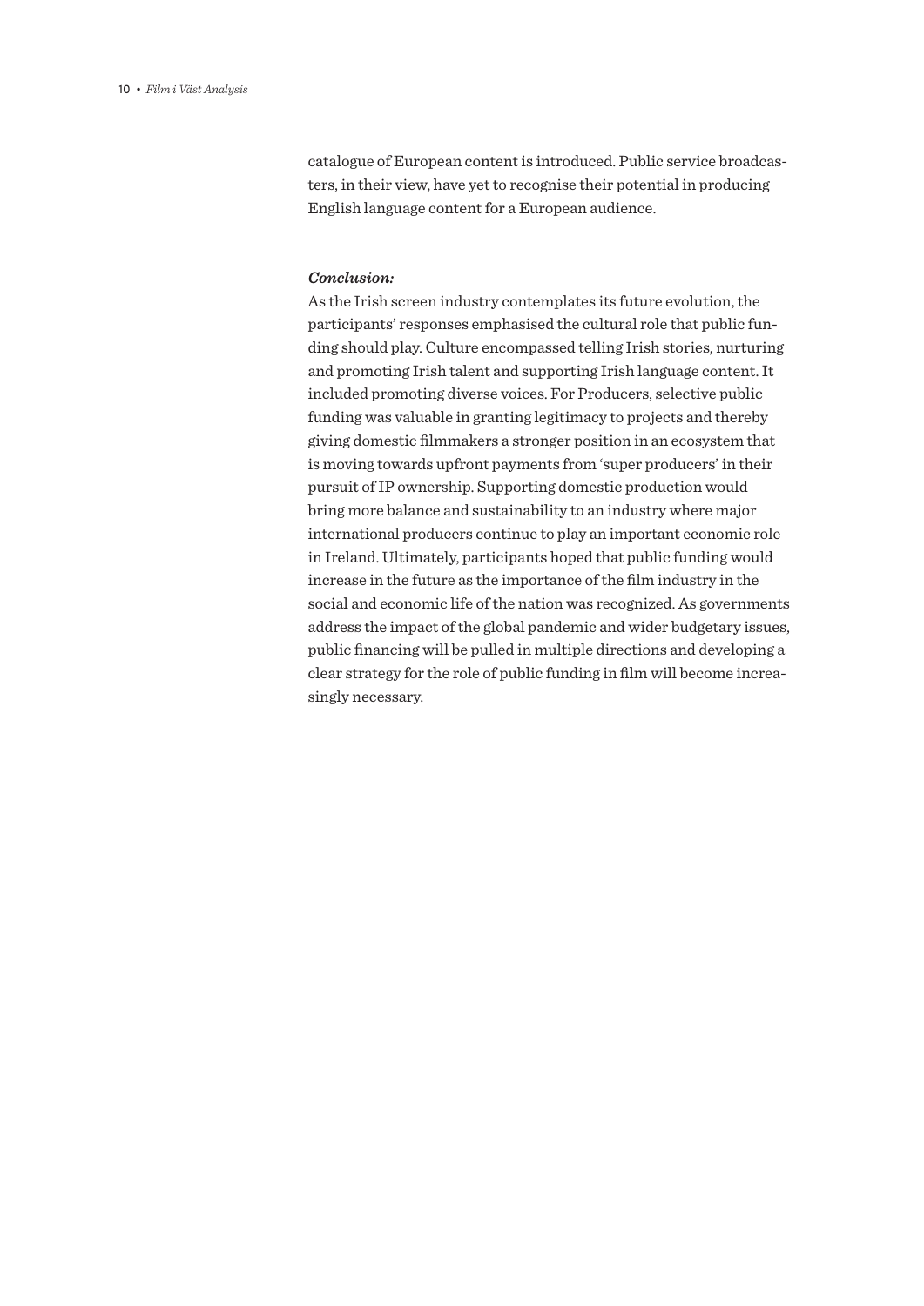catalogue of European content is introduced. Public service broadcasters, in their view, have yet to recognise their potential in producing English language content for a European audience.

***Conclusion:***

As the Irish screen industry contemplates its future evolution, the participants' responses emphasised the cultural role that public funding should play. Culture encompassed telling Irish stories, nurturing and promoting Irish talent and supporting Irish language content. It included promoting diverse voices. For Producers, selective public funding was valuable in granting legitimacy to projects and thereby giving domestic filmmakers a stronger position in an ecosystem that is moving towards upfront payments from 'super producers' in their pursuit of IP ownership. Supporting domestic production would bring more balance and sustainability to an industry where major international producers continue to play an important economic role in Ireland. Ultimately, participants hoped that public funding would increase in the future as the importance of the film industry in the social and economic life of the nation was recognized. As governments address the impact of the global pandemic and wider budgetary issues, public financing will be pulled in multiple directions and developing a clear strategy for the role of public funding in film will become increasingly necessary.